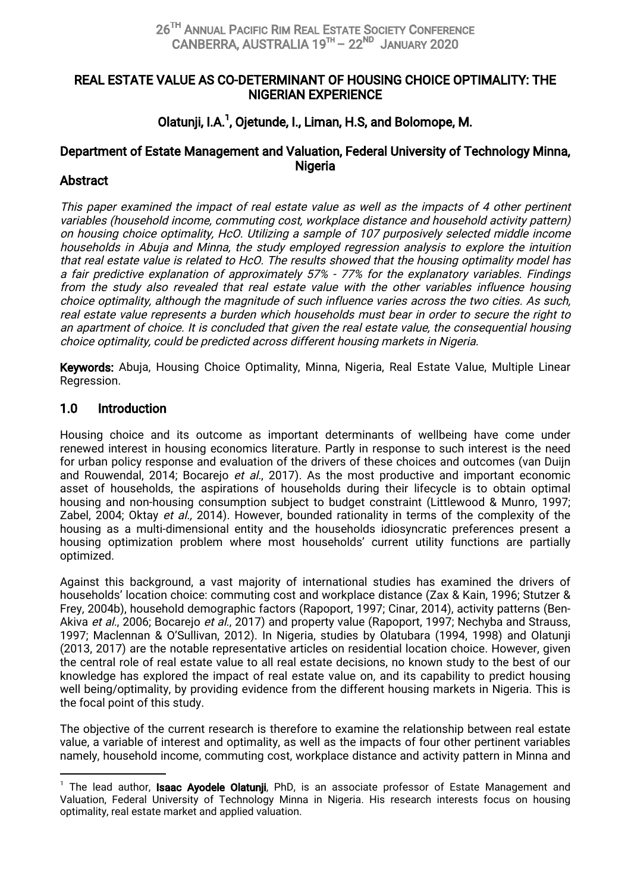# REAL ESTATE VALUE AS CO-DETERMINANT OF HOUSING CHOICE OPTIMALITY: THE NIGERIAN EXPERIENCE

**Olatunji, I.A.[1], Ojetunde, I., Liman, H.S, and Bolomope, M.**

**Department of Estate Management and Valuation, Federal University of Technology Minna, Nigeria**

## Abstract

*This paper examined the impact of real estate value as well as the impacts of 4 other pertinent variables (household income, commuting cost, workplace distance and household activity pattern) on housing choice optimality, HcO. Utilizing a sample of 107 purposively selected middle income households in Abuja and Minna, the study employed regression analysis to explore the intuition that real estate value is related to HcO. The results showed that the housing optimality model has a fair predictive explanation of approximately 57% - 77% for the explanatory variables. Findings from the study also revealed that real estate value with the other variables influence housing choice optimality, although the magnitude of such influence varies across the two cities. As such, real estate value represents a burden which households must bear in order to secure the right to an apartment of choice. It is concluded that given the real estate value, the consequential housing choice optimality, could be predicted across different housing markets in Nigeria.*

**Keywords:** Abuja, Housing Choice Optimality, Minna, Nigeria, Real Estate Value, Multiple Linear Regression.

## 1.0 Introduction

Housing choice and its outcome as important determinants of wellbeing have come under renewed interest in housing economics literature. Partly in response to such interest is the need for urban policy response and evaluation of the drivers of these choices and outcomes (van Duijn and Rouwendal, 2014; Bocarejo *et al*., 2017). As the most productive and important economic asset of households, the aspirations of households during their lifecycle is to obtain optimal housing and non-housing consumption subject to budget constraint (Littlewood & Munro, 1997; Zabel, 2004; Oktay *et al.,* 2014). However, bounded rationality in terms of the complexity of the housing as a multi-dimensional entity and the households idiosyncratic preferences present a housing optimization problem where most households' current utility functions are partially optimized.

Against this background, a vast majority of international studies has examined the drivers of households' location choice: commuting cost and workplace distance (Zax & Kain, 1996; Stutzer & Frey, 2004b), household demographic factors (Rapoport, 1997; Cinar, 2014), activity patterns (Ben-Akiva *et al*., 2006; Bocarejo *et al*., 2017) and property value (Rapoport, 1997; Nechyba and Strauss, 1997; Maclennan & O'Sullivan, 2012). In Nigeria, studies by Olatubara (1994, 1998) and Olatunji (2013, 2017) are the notable representative articles on residential location choice. However, given the central role of real estate value to all real estate decisions, no known study to the best of our knowledge has explored the impact of real estate value on, and its capability to predict housing well being/optimality, by providing evidence from the different housing markets in Nigeria. This is the focal point of this study.

The objective of the current research is therefore to examine the relationship between real estate value, a variable of interest and optimality, as well as the impacts of four other pertinent variables namely, household income, commuting cost, workplace distance and activity pattern in Minna and

---

[1] The lead author, **Isaac Ayodele Olatunji**, PhD, is an associate professor of Estate Management and Valuation, Federal University of Technology Minna in Nigeria. His research interests focus on housing optimality, real estate market and applied valuation.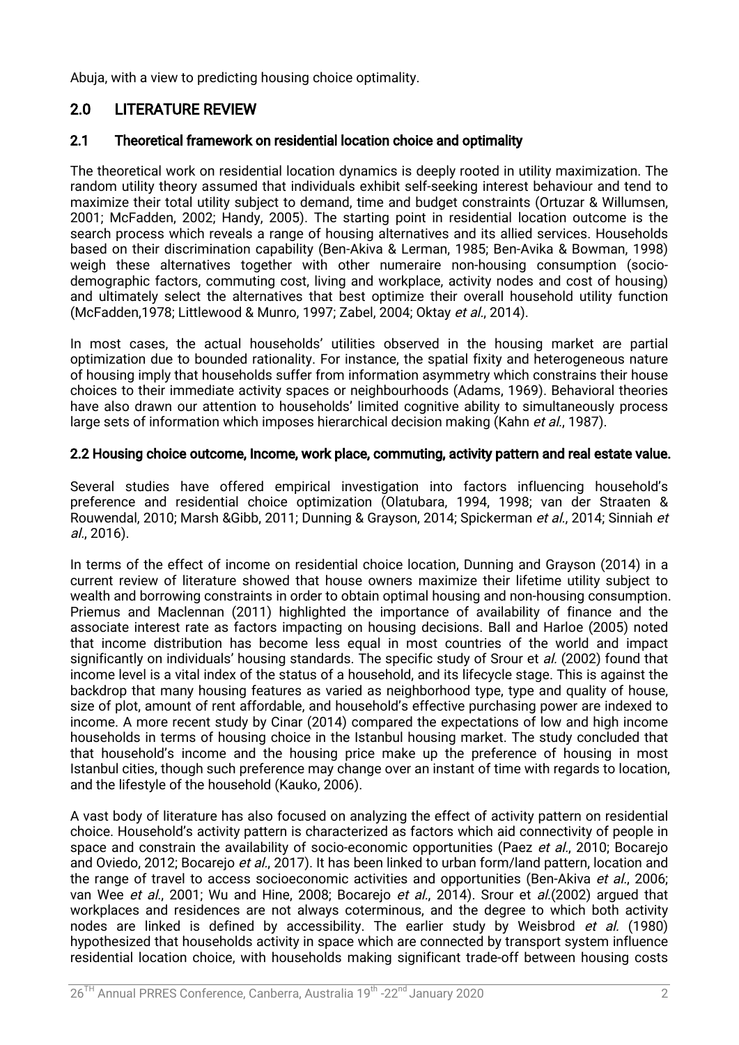Abuja, with a view to predicting housing choice optimality.

## 2.0 LITERATURE REVIEW

### 2.1 Theoretical framework on residential location choice and optimality

The theoretical work on residential location dynamics is deeply rooted in utility maximization. The random utility theory assumed that individuals exhibit self-seeking interest behaviour and tend to maximize their total utility subject to demand, time and budget constraints (Ortuzar & Willumsen, 2001; McFadden, 2002; Handy, 2005). The starting point in residential location outcome is the search process which reveals a range of housing alternatives and its allied services. Households based on their discrimination capability (Ben-Akiva & Lerman, 1985; Ben-Avika & Bowman, 1998) weigh these alternatives together with other numeraire non-housing consumption (socio-demographic factors, commuting cost, living and workplace, activity nodes and cost of housing) and ultimately select the alternatives that best optimize their overall household utility function (McFadden,1978; Littlewood & Munro, 1997; Zabel, 2004; Oktay *et al.*, 2014).

In most cases, the actual households' utilities observed in the housing market are partial optimization due to bounded rationality. For instance, the spatial fixity and heterogeneous nature of housing imply that households suffer from information asymmetry which constrains their house choices to their immediate activity spaces or neighbourhoods (Adams, 1969). Behavioral theories have also drawn our attention to households' limited cognitive ability to simultaneously process large sets of information which imposes hierarchical decision making (Kahn *et al.*, 1987).

### 2.2 Housing choice outcome, Income, work place, commuting, activity pattern and real estate value.

Several studies have offered empirical investigation into factors influencing household's preference and residential choice optimization (Olatubara, 1994, 1998; van der Straaten & Rouwendal, 2010; Marsh &Gibb, 2011; Dunning & Grayson, 2014; Spickerman *et al.*, 2014; Sinniah *et al.*, 2016).

In terms of the effect of income on residential choice location, Dunning and Grayson (2014) in a current review of literature showed that house owners maximize their lifetime utility subject to wealth and borrowing constraints in order to obtain optimal housing and non-housing consumption. Priemus and Maclennan (2011) highlighted the importance of availability of finance and the associate interest rate as factors impacting on housing decisions. Ball and Harloe (2005) noted that income distribution has become less equal in most countries of the world and impact significantly on individuals' housing standards. The specific study of Srour et *al.* (2002) found that income level is a vital index of the status of a household, and its lifecycle stage. This is against the backdrop that many housing features as varied as neighborhood type, type and quality of house, size of plot, amount of rent affordable, and household's effective purchasing power are indexed to income. A more recent study by Cinar (2014) compared the expectations of low and high income households in terms of housing choice in the Istanbul housing market. The study concluded that that household's income and the housing price make up the preference of housing in most Istanbul cities, though such preference may change over an instant of time with regards to location, and the lifestyle of the household (Kauko, 2006).

A vast body of literature has also focused on analyzing the effect of activity pattern on residential choice. Household's activity pattern is characterized as factors which aid connectivity of people in space and constrain the availability of socio-economic opportunities (Paez *et al.*, 2010; Bocarejo and Oviedo, 2012; Bocarejo *et al.*, 2017). It has been linked to urban form/land pattern, location and the range of travel to access socioeconomic activities and opportunities (Ben-Akiva *et al.*, 2006; van Wee *et al.*, 2001; Wu and Hine, 2008; Bocarejo *et al.*, 2014). Srour et *al.*(2002) argued that workplaces and residences are not always coterminous, and the degree to which both activity nodes are linked is defined by accessibility. The earlier study by Weisbrod *et al.* (1980) hypothesized that households activity in space which are connected by transport system influence residential location choice, with households making significant trade-off between housing costs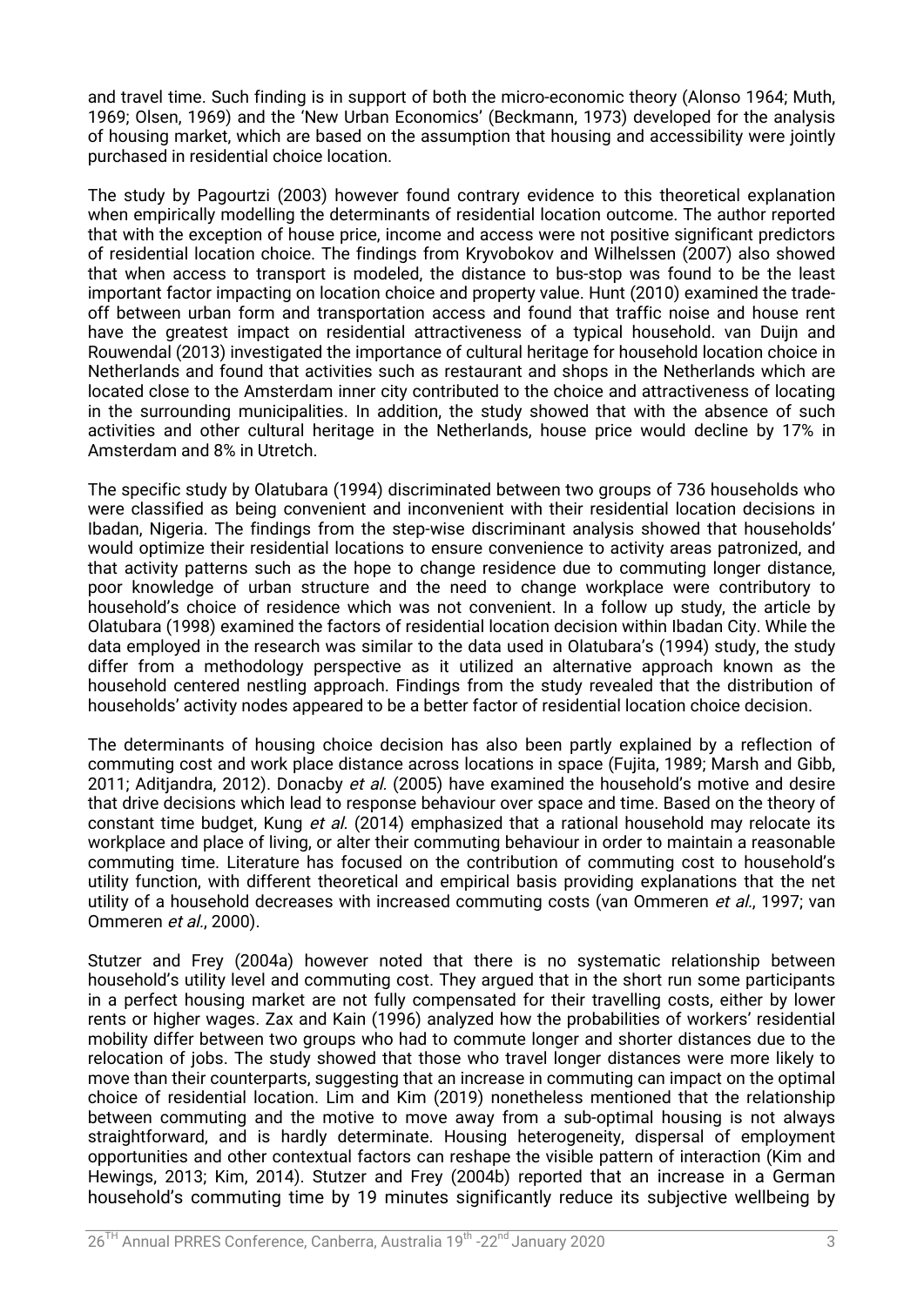and travel time. Such finding is in support of both the micro-economic theory (Alonso 1964; Muth, 1969; Olsen, 1969) and the 'New Urban Economics' (Beckmann, 1973) developed for the analysis of housing market, which are based on the assumption that housing and accessibility were jointly purchased in residential choice location.

The study by Pagourtzi (2003) however found contrary evidence to this theoretical explanation when empirically modelling the determinants of residential location outcome. The author reported that with the exception of house price, income and access were not positive significant predictors of residential location choice. The findings from Kryvobokov and Wilhelssen (2007) also showed that when access to transport is modeled, the distance to bus-stop was found to be the least important factor impacting on location choice and property value. Hunt (2010) examined the trade-off between urban form and transportation access and found that traffic noise and house rent have the greatest impact on residential attractiveness of a typical household. van Duijn and Rouwendal (2013) investigated the importance of cultural heritage for household location choice in Netherlands and found that activities such as restaurant and shops in the Netherlands which are located close to the Amsterdam inner city contributed to the choice and attractiveness of locating in the surrounding municipalities. In addition, the study showed that with the absence of such activities and other cultural heritage in the Netherlands, house price would decline by 17% in Amsterdam and 8% in Utretch.

The specific study by Olatubara (1994) discriminated between two groups of 736 households who were classified as being convenient and inconvenient with their residential location decisions in Ibadan, Nigeria. The findings from the step-wise discriminant analysis showed that households' would optimize their residential locations to ensure convenience to activity areas patronized, and that activity patterns such as the hope to change residence due to commuting longer distance, poor knowledge of urban structure and the need to change workplace were contributory to household's choice of residence which was not convenient. In a follow up study, the article by Olatubara (1998) examined the factors of residential location decision within Ibadan City. While the data employed in the research was similar to the data used in Olatubara's (1994) study, the study differ from a methodology perspective as it utilized an alternative approach known as the household centered nestling approach. Findings from the study revealed that the distribution of households' activity nodes appeared to be a better factor of residential location choice decision.

The determinants of housing choice decision has also been partly explained by a reflection of commuting cost and work place distance across locations in space (Fujita, 1989; Marsh and Gibb, 2011; Aditjandra, 2012). Donacby *et al.* (2005) have examined the household's motive and desire that drive decisions which lead to response behaviour over space and time. Based on the theory of constant time budget, Kung *et al.* (2014) emphasized that a rational household may relocate its workplace and place of living, or alter their commuting behaviour in order to maintain a reasonable commuting time. Literature has focused on the contribution of commuting cost to household's utility function, with different theoretical and empirical basis providing explanations that the net utility of a household decreases with increased commuting costs (van Ommeren *et al*., 1997; van Ommeren *et al*., 2000).

Stutzer and Frey (2004a) however noted that there is no systematic relationship between household's utility level and commuting cost. They argued that in the short run some participants in a perfect housing market are not fully compensated for their travelling costs, either by lower rents or higher wages. Zax and Kain (1996) analyzed how the probabilities of workers' residential mobility differ between two groups who had to commute longer and shorter distances due to the relocation of jobs. The study showed that those who travel longer distances were more likely to move than their counterparts, suggesting that an increase in commuting can impact on the optimal choice of residential location. Lim and Kim (2019) nonetheless mentioned that the relationship between commuting and the motive to move away from a sub-optimal housing is not always straightforward, and is hardly determinate. Housing heterogeneity, dispersal of employment opportunities and other contextual factors can reshape the visible pattern of interaction (Kim and Hewings, 2013; Kim, 2014). Stutzer and Frey (2004b) reported that an increase in a German household's commuting time by 19 minutes significantly reduce its subjective wellbeing by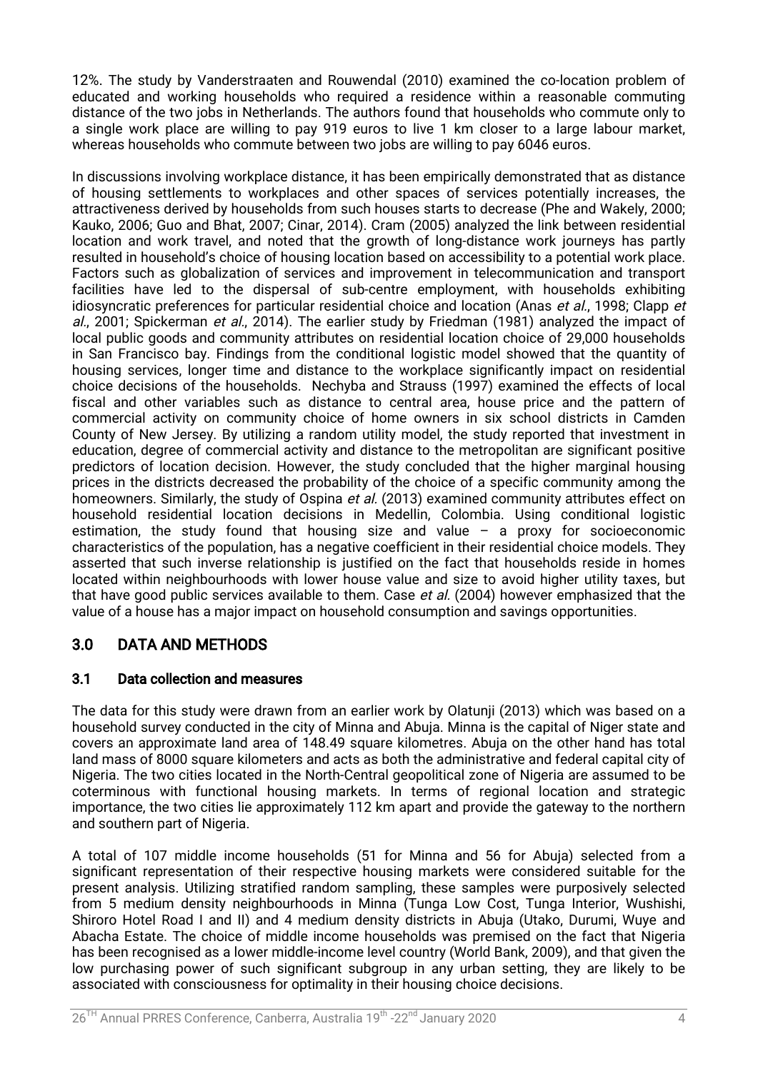12%. The study by Vanderstraaten and Rouwendal (2010) examined the co-location problem of educated and working households who required a residence within a reasonable commuting distance of the two jobs in Netherlands. The authors found that households who commute only to a single work place are willing to pay 919 euros to live 1 km closer to a large labour market, whereas households who commute between two jobs are willing to pay 6046 euros.

In discussions involving workplace distance, it has been empirically demonstrated that as distance of housing settlements to workplaces and other spaces of services potentially increases, the attractiveness derived by households from such houses starts to decrease (Phe and Wakely, 2000; Kauko, 2006; Guo and Bhat, 2007; Cinar, 2014). Cram (2005) analyzed the link between residential location and work travel, and noted that the growth of long-distance work journeys has partly resulted in household's choice of housing location based on accessibility to a potential work place. Factors such as globalization of services and improvement in telecommunication and transport facilities have led to the dispersal of sub-centre employment, with households exhibiting idiosyncratic preferences for particular residential choice and location (Anas *et al*., 1998; Clapp *et al*., 2001; Spickerman *et al*., 2014). The earlier study by Friedman (1981) analyzed the impact of local public goods and community attributes on residential location choice of 29,000 households in San Francisco bay. Findings from the conditional logistic model showed that the quantity of housing services, longer time and distance to the workplace significantly impact on residential choice decisions of the households. Nechyba and Strauss (1997) examined the effects of local fiscal and other variables such as distance to central area, house price and the pattern of commercial activity on community choice of home owners in six school districts in Camden County of New Jersey. By utilizing a random utility model, the study reported that investment in education, degree of commercial activity and distance to the metropolitan are significant positive predictors of location decision. However, the study concluded that the higher marginal housing prices in the districts decreased the probability of the choice of a specific community among the homeowners. Similarly, the study of Ospina *et al.* (2013) examined community attributes effect on household residential location decisions in Medellin, Colombia. Using conditional logistic estimation, the study found that housing size and value – a proxy for socioeconomic characteristics of the population, has a negative coefficient in their residential choice models. They asserted that such inverse relationship is justified on the fact that households reside in homes located within neighbourhoods with lower house value and size to avoid higher utility taxes, but that have good public services available to them. Case *et al.* (2004) however emphasized that the value of a house has a major impact on household consumption and savings opportunities.

## 3.0 DATA AND METHODS

### 3.1 Data collection and measures

The data for this study were drawn from an earlier work by Olatunji (2013) which was based on a household survey conducted in the city of Minna and Abuja. Minna is the capital of Niger state and covers an approximate land area of 148.49 square kilometres. Abuja on the other hand has total land mass of 8000 square kilometers and acts as both the administrative and federal capital city of Nigeria. The two cities located in the North-Central geopolitical zone of Nigeria are assumed to be coterminous with functional housing markets. In terms of regional location and strategic importance, the two cities lie approximately 112 km apart and provide the gateway to the northern and southern part of Nigeria.

A total of 107 middle income households (51 for Minna and 56 for Abuja) selected from a significant representation of their respective housing markets were considered suitable for the present analysis. Utilizing stratified random sampling, these samples were purposively selected from 5 medium density neighbourhoods in Minna (Tunga Low Cost, Tunga Interior, Wushishi, Shiroro Hotel Road I and II) and 4 medium density districts in Abuja (Utako, Durumi, Wuye and Abacha Estate. The choice of middle income households was premised on the fact that Nigeria has been recognised as a lower middle-income level country (World Bank, 2009), and that given the low purchasing power of such significant subgroup in any urban setting, they are likely to be associated with consciousness for optimality in their housing choice decisions.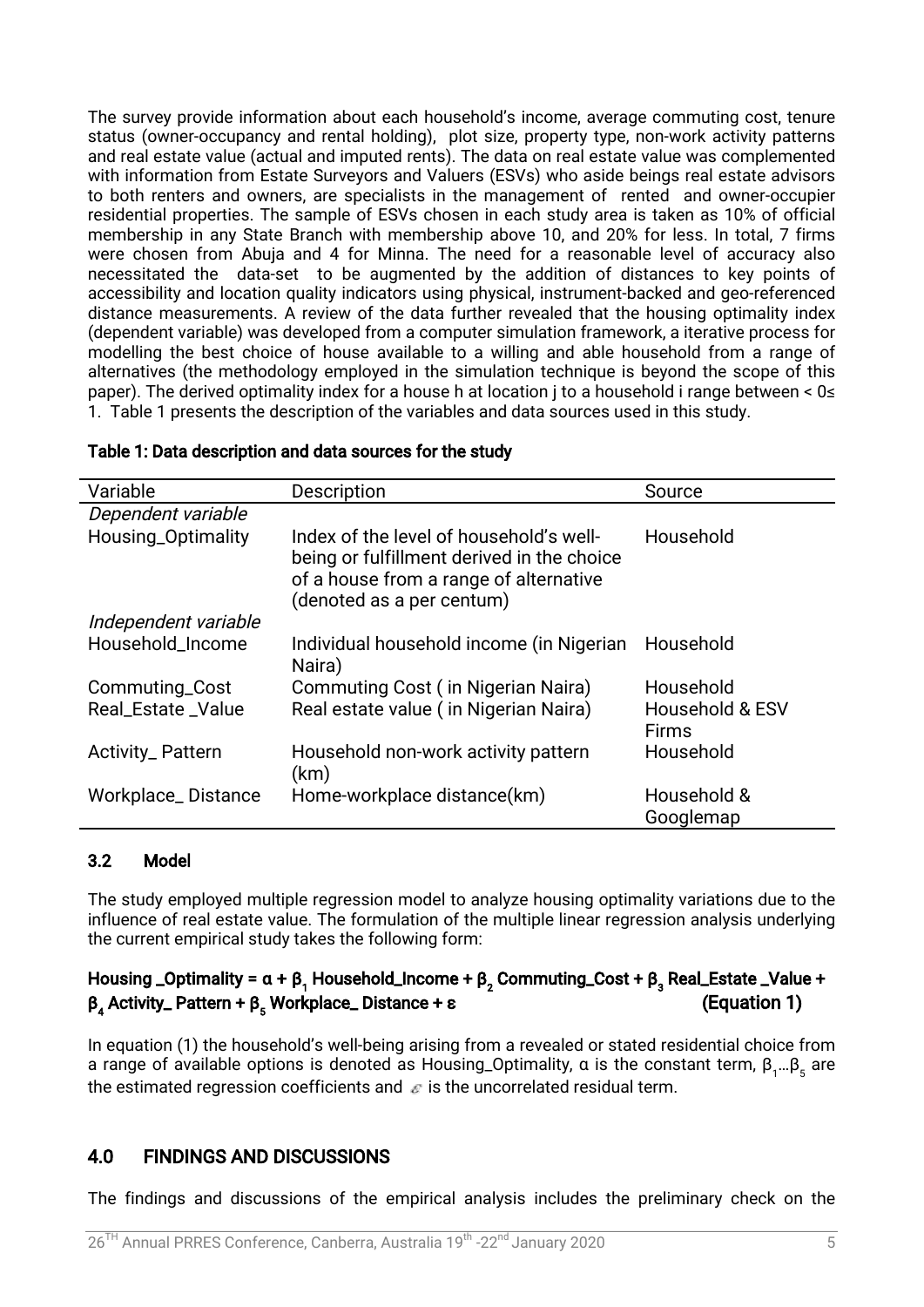The survey provide information about each household's income, average commuting cost, tenure status (owner-occupancy and rental holding), plot size, property type, non-work activity patterns and real estate value (actual and imputed rents). The data on real estate value was complemented with information from Estate Surveyors and Valuers (ESVs) who aside beings real estate advisors to both renters and owners, are specialists in the management of rented and owner-occupier residential properties. The sample of ESVs chosen in each study area is taken as 10% of official membership in any State Branch with membership above 10, and 20% for less. In total, 7 firms were chosen from Abuja and 4 for Minna. The need for a reasonable level of accuracy also necessitated the data-set to be augmented by the addition of distances to key points of accessibility and location quality indicators using physical, instrument-backed and geo-referenced distance measurements. A review of the data further revealed that the housing optimality index (dependent variable) was developed from a computer simulation framework, a iterative process for modelling the best choice of house available to a willing and able household from a range of alternatives (the methodology employed in the simulation technique is beyond the scope of this paper). The derived optimality index for a house h at location j to a household i range between $< 0 \leq 1$. Table 1 presents the description of the variables and data sources used in this study.

**Table 1: Data description and data sources for the study**

| Variable | Description | Source |
|---|---|---|
| *Dependent variable* | | |
| Housing_Optimality | Index of the level of household's well-being or fulfillment derived in the choice of a house from a range of alternative (denoted as a per centum) | Household |
| *Independent variable* | | |
| Household_Income | Individual household income (in Nigerian Naira) | Household |
| Commuting_Cost | Commuting Cost ( in Nigerian Naira) | Household |
| Real_Estate _Value | Real estate value ( in Nigerian Naira) | Household & ESV Firms |
| Activity_ Pattern | Household non-work activity pattern (km) | Household |
| Workplace_ Distance | Home-workplace distance(km) | Household & Googlemap |

### 3.2 Model

The study employed multiple regression model to analyze housing optimality variations due to the influence of real estate value. The formulation of the multiple linear regression analysis underlying the current empirical study takes the following form:

$$\text{Housing\_Optimality} = \alpha + \beta_1 \text{ Household\_Income} + \beta_2 \text{ Commuting\_Cost} + \beta_3 \text{ Real\_Estate\_Value} + \beta_4 \text{ Activity\_Pattern} + \beta_5 \text{ Workplace\_Distance} + \varepsilon \qquad \text{(Equation 1)}$$

In equation (1) the household's well-being arising from a revealed or stated residential choice from a range of available options is denoted as Housing_Optimality, $\alpha$ is the constant term, $\beta_1 \ldots \beta_5$ are the estimated regression coefficients and $\varepsilon$ is the uncorrelated residual term.

## 4.0 FINDINGS AND DISCUSSIONS

The findings and discussions of the empirical analysis includes the preliminary check on the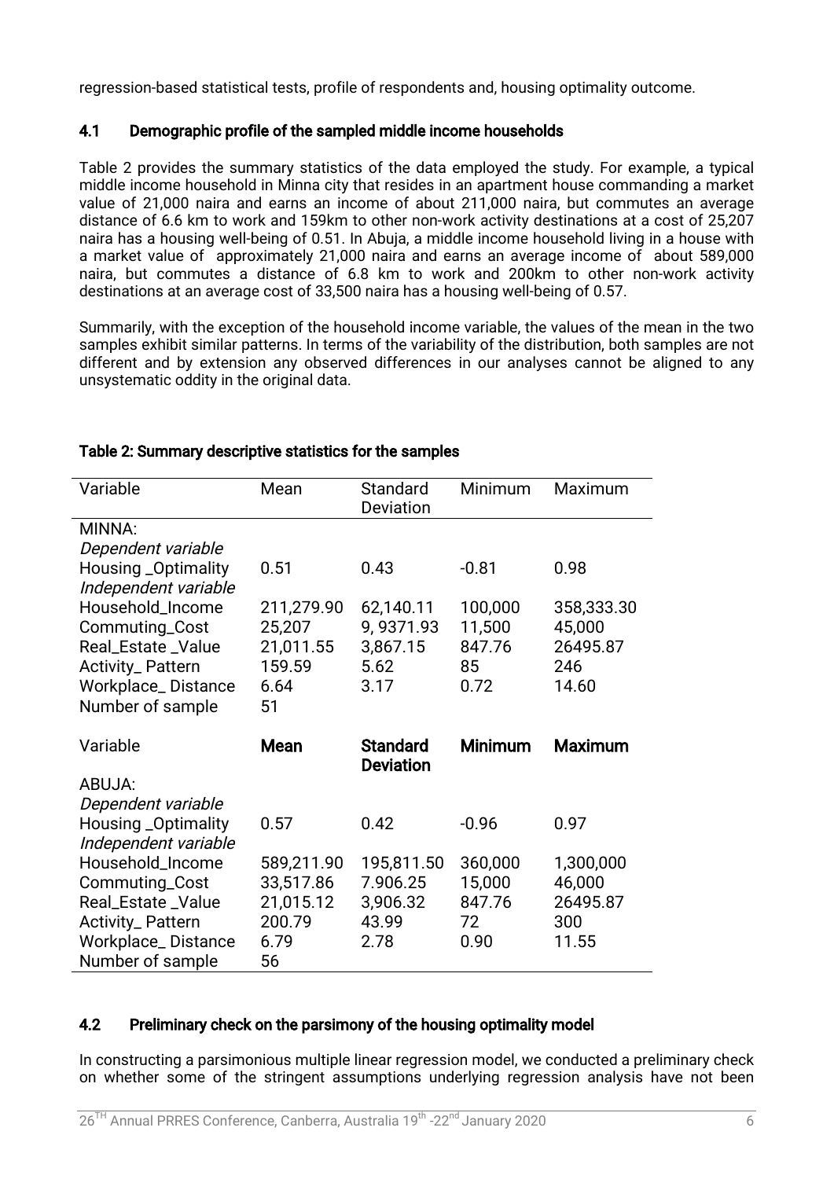regression-based statistical tests, profile of respondents and, housing optimality outcome.

### 4.1 Demographic profile of the sampled middle income households

Table 2 provides the summary statistics of the data employed the study. For example, a typical middle income household in Minna city that resides in an apartment house commanding a market value of 21,000 naira and earns an income of about 211,000 naira, but commutes an average distance of 6.6 km to work and 159km to other non-work activity destinations at a cost of 25,207 naira has a housing well-being of 0.51. In Abuja, a middle income household living in a house with a market value of approximately 21,000 naira and earns an average income of about 589,000 naira, but commutes a distance of 6.8 km to work and 200km to other non-work activity destinations at an average cost of 33,500 naira has a housing well-being of 0.57.

Summarily, with the exception of the household income variable, the values of the mean in the two samples exhibit similar patterns. In terms of the variability of the distribution, both samples are not different and by extension any observed differences in our analyses cannot be aligned to any unsystematic oddity in the original data.

**Table 2: Summary descriptive statistics for the samples**

| Variable | Mean | Standard Deviation | Minimum | Maximum |
|---|---|---|---|---|
| MINNA: | | | | |
| *Dependent variable* | | | | |
| Housing _Optimality | 0.51 | 0.43 | -0.81 | 0.98 |
| *Independent variable* | | | | |
| Household_Income | 211,279.90 | 62,140.11 | 100,000 | 358,333.30 |
| Commuting_Cost | 25,207 | 9, 9371.93 | 11,500 | 45,000 |
| Real_Estate _Value | 21,011.55 | 3,867.15 | 847.76 | 26495.87 |
| Activity_ Pattern | 159.59 | 5.62 | 85 | 246 |
| Workplace_ Distance | 6.64 | 3.17 | 0.72 | 14.60 |
| Number of sample | 51 | | | |
| Variable | **Mean** | **Standard Deviation** | **Minimum** | **Maximum** |
| ABUJA: | | | | |
| *Dependent variable* | | | | |
| Housing _Optimality | 0.57 | 0.42 | -0.96 | 0.97 |
| *Independent variable* | | | | |
| Household_Income | 589,211.90 | 195,811.50 | 360,000 | 1,300,000 |
| Commuting_Cost | 33,517.86 | 7.906.25 | 15,000 | 46,000 |
| Real_Estate _Value | 21,015.12 | 3,906.32 | 847.76 | 26495.87 |
| Activity_ Pattern | 200.79 | 43.99 | 72 | 300 |
| Workplace_ Distance | 6.79 | 2.78 | 0.90 | 11.55 |
| Number of sample | 56 | | | |

### 4.2 Preliminary check on the parsimony of the housing optimality model

In constructing a parsimonious multiple linear regression model, we conducted a preliminary check on whether some of the stringent assumptions underlying regression analysis have not been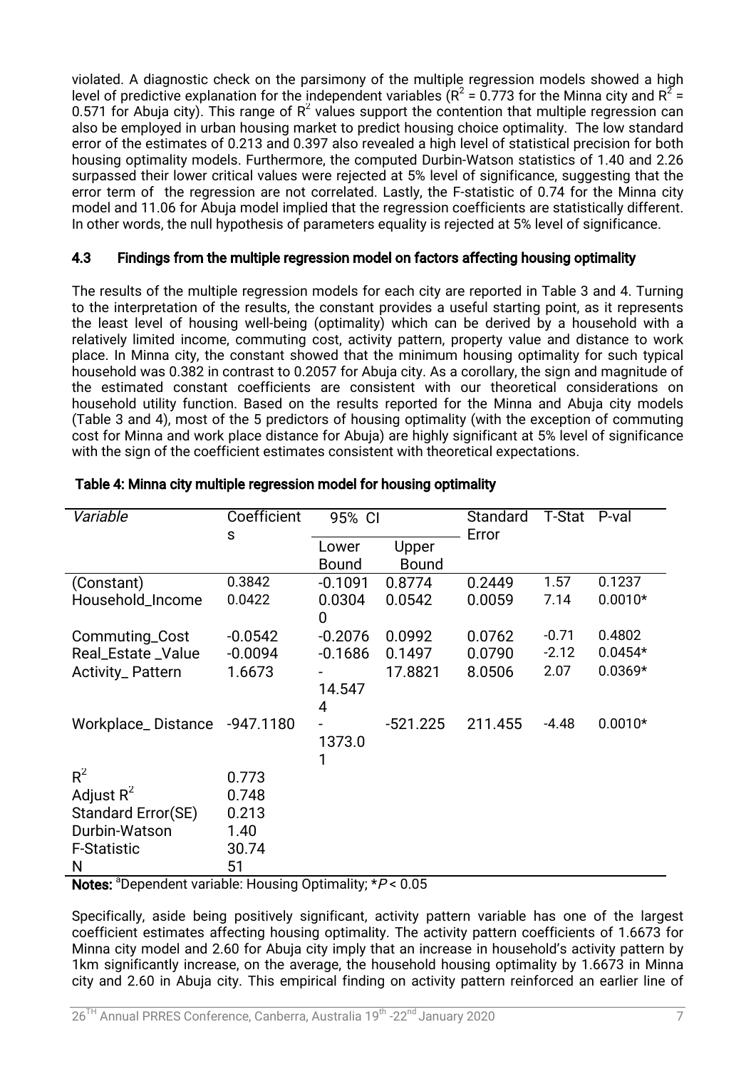violated. A diagnostic check on the parsimony of the multiple regression models showed a high level of predictive explanation for the independent variables ($R^2$ = 0.773 for the Minna city and $R^2$ = 0.571 for Abuja city). This range of $R^2$ values support the contention that multiple regression can also be employed in urban housing market to predict housing choice optimality. The low standard error of the estimates of 0.213 and 0.397 also revealed a high level of statistical precision for both housing optimality models. Furthermore, the computed Durbin-Watson statistics of 1.40 and 2.26 surpassed their lower critical values were rejected at 5% level of significance, suggesting that the error term of the regression are not correlated. Lastly, the F-statistic of 0.74 for the Minna city model and 11.06 for Abuja model implied that the regression coefficients are statistically different. In other words, the null hypothesis of parameters equality is rejected at 5% level of significance.

### 4.3 Findings from the multiple regression model on factors affecting housing optimality

The results of the multiple regression models for each city are reported in Table 3 and 4. Turning to the interpretation of the results, the constant provides a useful starting point, as it represents the least level of housing well-being (optimality) which can be derived by a household with a relatively limited income, commuting cost, activity pattern, property value and distance to work place. In Minna city, the constant showed that the minimum housing optimality for such typical household was 0.382 in contrast to 0.2057 for Abuja city. As a corollary, the sign and magnitude of the estimated constant coefficients are consistent with our theoretical considerations on household utility function. Based on the results reported for the Minna and Abuja city models (Table 3 and 4), most of the 5 predictors of housing optimality (with the exception of commuting cost for Minna and work place distance for Abuja) are highly significant at 5% level of significance with the sign of the coefficient estimates consistent with theoretical expectations.

**Table 4: Minna city multiple regression model for housing optimality**

| *Variable* | Coefficients | 95% CI | | Standard Error | T-Stat | P-val |
|---|---|---|---|---|---|---|
| | | Lower Bound | Upper Bound | | | |
| (Constant) | 0.3842 | -0.1091 | 0.8774 | 0.2449 | 1.57 | 0.1237 |
| Household_Income | 0.0422 | 0.03040 | 0.0542 | 0.0059 | 7.14 | 0.0010* |
| Commuting_Cost | -0.0542 | -0.2076 | 0.0992 | 0.0762 | -0.71 | 0.4802 |
| Real_Estate _Value | -0.0094 | -0.1686 | 0.1497 | 0.0790 | -2.12 | 0.0454* |
| Activity_ Pattern | 1.6673 | -14.5474 | 17.8821 | 8.0506 | 2.07 | 0.0369* |
| Workplace_ Distance | -947.1180 | -1373.01 | -521.225 | 211.455 | -4.48 | 0.0010* |
| $R^2$ | 0.773 | | | | | |
| Adjust $R^2$ | 0.748 | | | | | |
| Standard Error(SE) | 0.213 | | | | | |
| Durbin-Watson | 1.40 | | | | | |
| F-Statistic | 30.74 | | | | | |
| N | 51 | | | | | |

**Notes:** [a]Dependent variable: Housing Optimality; $*P < 0.05$

Specifically, aside being positively significant, activity pattern variable has one of the largest coefficient estimates affecting housing optimality. The activity pattern coefficients of 1.6673 for Minna city model and 2.60 for Abuja city imply that an increase in household's activity pattern by 1km significantly increase, on the average, the household housing optimality by 1.6673 in Minna city and 2.60 in Abuja city. This empirical finding on activity pattern reinforced an earlier line of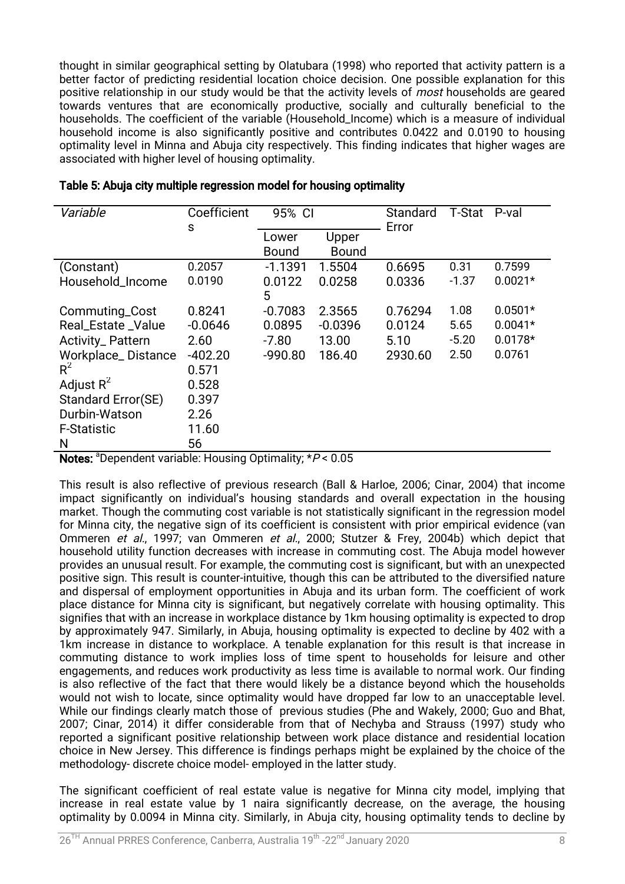thought in similar geographical setting by Olatubara (1998) who reported that activity pattern is a better factor of predicting residential location choice decision. One possible explanation for this positive relationship in our study would be that the activity levels of *most* households are geared towards ventures that are economically productive, socially and culturally beneficial to the households. The coefficient of the variable (Household_Income) which is a measure of individual household income is also significantly positive and contributes 0.0422 and 0.0190 to housing optimality level in Minna and Abuja city respectively. This finding indicates that higher wages are associated with higher level of housing optimality.

**Table 5: Abuja city multiple regression model for housing optimality**

| *Variable* | Coefficients | 95% CI | | Standard Error | T-Stat | P-val |
|---|---|---|---|---|---|---|
| | | Lower Bound | Upper Bound | | | |
| (Constant) | 0.2057 | -1.1391 | 1.5504 | 0.6695 | 0.31 | 0.7599 |
| Household_Income | 0.0190 | 0.01225 | 0.0258 | 0.0336 | -1.37 | 0.0021* |
| Commuting_Cost | 0.8241 | -0.7083 | 2.3565 | 0.76294 | 1.08 | 0.0501* |
| Real_Estate _Value | -0.0646 | 0.0895 | -0.0396 | 0.0124 | 5.65 | 0.0041* |
| Activity_ Pattern | 2.60 | -7.80 | 13.00 | 5.10 | -5.20 | 0.0178* |
| Workplace_ Distance | -402.20 | -990.80 | 186.40 | 2930.60 | 2.50 | 0.0761 |
| $R^2$ | 0.571 | | | | | |
| Adjust $R^2$ | 0.528 | | | | | |
| Standard Error(SE) | 0.397 | | | | | |
| Durbin-Watson | 2.26 | | | | | |
| F-Statistic | 11.60 | | | | | |
| N | 56 | | | | | |

**Notes:** [a]Dependent variable: Housing Optimality; \*$P < 0.05$

This result is also reflective of previous research (Ball & Harloe, 2006; Cinar, 2004) that income impact significantly on individual's housing standards and overall expectation in the housing market. Though the commuting cost variable is not statistically significant in the regression model for Minna city, the negative sign of its coefficient is consistent with prior empirical evidence (van Ommeren *et al.*, 1997; van Ommeren *et al.*, 2000; Stutzer & Frey, 2004b) which depict that household utility function decreases with increase in commuting cost. The Abuja model however provides an unusual result. For example, the commuting cost is significant, but with an unexpected positive sign. This result is counter-intuitive, though this can be attributed to the diversified nature and dispersal of employment opportunities in Abuja and its urban form. The coefficient of work place distance for Minna city is significant, but negatively correlate with housing optimality. This signifies that with an increase in workplace distance by 1km housing optimality is expected to drop by approximately 947. Similarly, in Abuja, housing optimality is expected to decline by 402 with a 1km increase in distance to workplace. A tenable explanation for this result is that increase in commuting distance to work implies loss of time spent to households for leisure and other engagements, and reduces work productivity as less time is available to normal work. Our finding is also reflective of the fact that there would likely be a distance beyond which the households would not wish to locate, since optimality would have dropped far low to an unacceptable level. While our findings clearly match those of previous studies (Phe and Wakely, 2000; Guo and Bhat, 2007; Cinar, 2014) it differ considerable from that of Nechyba and Strauss (1997) study who reported a significant positive relationship between work place distance and residential location choice in New Jersey. This difference is findings perhaps might be explained by the choice of the methodology- discrete choice model- employed in the latter study.

The significant coefficient of real estate value is negative for Minna city model, implying that increase in real estate value by 1 naira significantly decrease, on the average, the housing optimality by 0.0094 in Minna city. Similarly, in Abuja city, housing optimality tends to decline by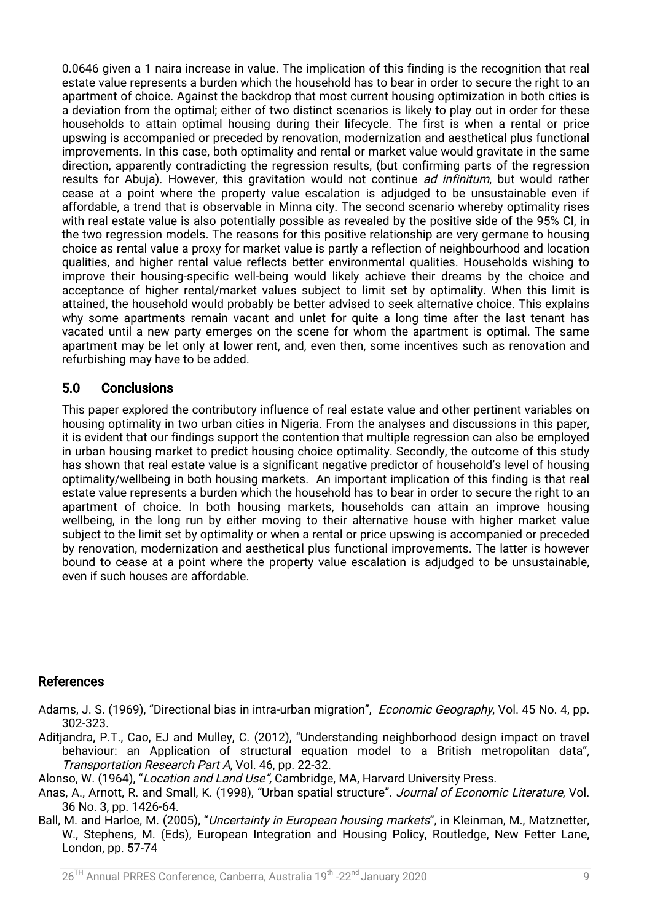0.0646 given a 1 naira increase in value. The implication of this finding is the recognition that real estate value represents a burden which the household has to bear in order to secure the right to an apartment of choice. Against the backdrop that most current housing optimization in both cities is a deviation from the optimal; either of two distinct scenarios is likely to play out in order for these households to attain optimal housing during their lifecycle. The first is when a rental or price upswing is accompanied or preceded by renovation, modernization and aesthetical plus functional improvements. In this case, both optimality and rental or market value would gravitate in the same direction, apparently contradicting the regression results, (but confirming parts of the regression results for Abuja). However, this gravitation would not continue *ad infinitum*, but would rather cease at a point where the property value escalation is adjudged to be unsustainable even if affordable, a trend that is observable in Minna city. The second scenario whereby optimality rises with real estate value is also potentially possible as revealed by the positive side of the 95% CI, in the two regression models. The reasons for this positive relationship are very germane to housing choice as rental value a proxy for market value is partly a reflection of neighbourhood and location qualities, and higher rental value reflects better environmental qualities. Households wishing to improve their housing-specific well-being would likely achieve their dreams by the choice and acceptance of higher rental/market values subject to limit set by optimality. When this limit is attained, the household would probably be better advised to seek alternative choice. This explains why some apartments remain vacant and unlet for quite a long time after the last tenant has vacated until a new party emerges on the scene for whom the apartment is optimal. The same apartment may be let only at lower rent, and, even then, some incentives such as renovation and refurbishing may have to be added.

## 5.0 Conclusions

This paper explored the contributory influence of real estate value and other pertinent variables on housing optimality in two urban cities in Nigeria. From the analyses and discussions in this paper, it is evident that our findings support the contention that multiple regression can also be employed in urban housing market to predict housing choice optimality. Secondly, the outcome of this study has shown that real estate value is a significant negative predictor of household's level of housing optimality/wellbeing in both housing markets. An important implication of this finding is that real estate value represents a burden which the household has to bear in order to secure the right to an apartment of choice. In both housing markets, households can attain an improve housing wellbeing, in the long run by either moving to their alternative house with higher market value subject to the limit set by optimality or when a rental or price upswing is accompanied or preceded by renovation, modernization and aesthetical plus functional improvements. The latter is however bound to cease at a point where the property value escalation is adjudged to be unsustainable, even if such houses are affordable.

## References

Adams, J. S. (1969), "Directional bias in intra-urban migration", *Economic Geography*, Vol. 45 No. 4, pp. 302-323.

Aditjandra, P.T., Cao, EJ and Mulley, C. (2012), "Understanding neighborhood design impact on travel behaviour: an Application of structural equation model to a British metropolitan data", *Transportation Research Part A*, Vol. 46, pp. 22-32.

Alonso, W. (1964), "*Location and Land Use",* Cambridge, MA, Harvard University Press.

Anas, A., Arnott, R. and Small, K. (1998), "Urban spatial structure". *Journal of Economic Literature*, Vol. 36 No. 3, pp. 1426-64.

Ball, M. and Harloe, M. (2005), "*Uncertainty in European housing markets*", in Kleinman, M., Matznetter, W., Stephens, M. (Eds), European Integration and Housing Policy, Routledge, New Fetter Lane, London, pp. 57-74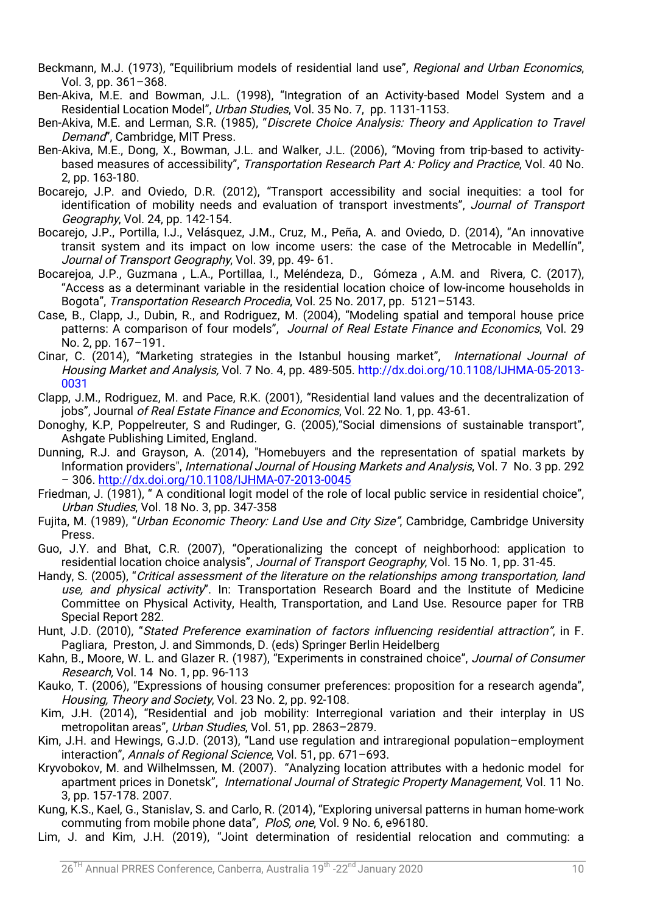Beckmann, M.J. (1973), "Equilibrium models of residential land use", *Regional and Urban Economics*, Vol. 3, pp. 361–368.

Ben-Akiva, M.E. and Bowman, J.L. (1998), "Integration of an Activity-based Model System and a Residential Location Model", *Urban Studies*, Vol. 35 No. 7, pp. 1131-1153.

Ben-Akiva, M.E. and Lerman, S.R. (1985), "*Discrete Choice Analysis: Theory and Application to Travel Demand*", Cambridge, MIT Press.

Ben-Akiva, M.E., Dong, X., Bowman, J.L. and Walker, J.L. (2006), "Moving from trip-based to activity-based measures of accessibility", *Transportation Research Part A: Policy and Practice*, Vol. 40 No. 2, pp. 163-180.

Bocarejo, J.P. and Oviedo, D.R. (2012), "Transport accessibility and social inequities: a tool for identification of mobility needs and evaluation of transport investments", *Journal of Transport Geography*, Vol. 24, pp. 142-154.

Bocarejo, J.P., Portilla, I.J., Velásquez, J.M., Cruz, M., Peña, A. and Oviedo, D. (2014), "An innovative transit system and its impact on low income users: the case of the Metrocable in Medellín", *Journal of Transport Geography*, Vol. 39, pp. 49- 61.

Bocarejoa, J.P., Guzmana , L.A., Portillaa, I., Meléndeza, D., Gómeza , A.M. and Rivera, C. (2017), "Access as a determinant variable in the residential location choice of low-income households in Bogota", *Transportation Research Procedia*, Vol. 25 No. 2017, pp. 5121–5143.

Case, B., Clapp, J., Dubin, R., and Rodriguez, M. (2004), "Modeling spatial and temporal house price patterns: A comparison of four models", *Journal of Real Estate Finance and Economics*, Vol. 29 No. 2, pp. 167–191.

Cinar, C. (2014), "Marketing strategies in the Istanbul housing market", *International Journal of Housing Market and Analysis,* Vol. 7 No. 4, pp. 489-505. http://dx.doi.org/10.1108/IJHMA-05-2013-0031

Clapp, J.M., Rodriguez, M. and Pace, R.K. (2001), "Residential land values and the decentralization of jobs", Journal *of Real Estate Finance and Economics*, Vol. 22 No. 1, pp. 43-61.

Donoghy, K.P, Poppelreuter, S and Rudinger, G. (2005),"Social dimensions of sustainable transport", Ashgate Publishing Limited, England.

Dunning, R.J. and Grayson, A. (2014), "Homebuyers and the representation of spatial markets by Information providers", *International Journal of Housing Markets and Analysis*, Vol. 7 No. 3 pp. 292 – 306. http://dx.doi.org/10.1108/IJHMA-07-2013-0045

Friedman, J. (1981), " A conditional logit model of the role of local public service in residential choice", *Urban Studies*, Vol. 18 No. 3, pp. 347-358

Fujita, M. (1989), "*Urban Economic Theory: Land Use and City Size"*, Cambridge, Cambridge University Press.

Guo, J.Y. and Bhat, C.R. (2007), "Operationalizing the concept of neighborhood: application to residential location choice analysis", *Journal of Transport Geography*, Vol. 15 No. 1, pp. 31-45.

Handy, S. (2005), "*Critical assessment of the literature on the relationships among transportation, land use, and physical activity*". In: Transportation Research Board and the Institute of Medicine Committee on Physical Activity, Health, Transportation, and Land Use. Resource paper for TRB Special Report 282.

Hunt, J.D. (2010), "*Stated Preference examination of factors influencing residential attraction"*, in F. Pagliara, Preston, J. and Simmonds, D. (eds) Springer Berlin Heidelberg

Kahn, B., Moore, W. L. and Glazer R. (1987), "Experiments in constrained choice", *Journal of Consumer Research,* Vol. 14 No. 1, pp. 96-113

Kauko, T. (2006), "Expressions of housing consumer preferences: proposition for a research agenda", *Housing, Theory and Society*, Vol. 23 No. 2, pp. 92-108.

Kim, J.H. (2014), "Residential and job mobility: Interregional variation and their interplay in US metropolitan areas", *Urban Studies*, Vol. 51, pp. 2863–2879.

Kim, J.H. and Hewings, G.J.D. (2013), "Land use regulation and intraregional population–employment interaction", *Annals of Regional Science*, Vol. 51, pp. 671–693.

Kryvobokov, M. and Wilhelmssen, M. (2007). "Analyzing location attributes with a hedonic model for apartment prices in Donetsk", *International Journal of Strategic Property Management*, Vol. 11 No. 3, pp. 157-178. 2007.

Kung, K.S., Kael, G., Stanislav, S. and Carlo, R. (2014), "Exploring universal patterns in human home-work commuting from mobile phone data", *PloS, one*, Vol. 9 No. 6, e96180.

Lim, J. and Kim, J.H. (2019), "Joint determination of residential relocation and commuting: a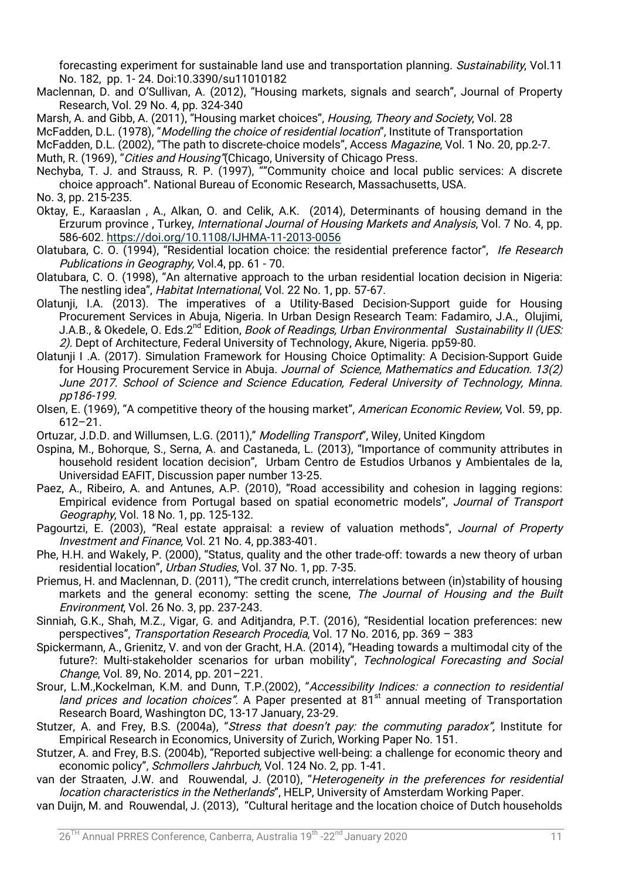forecasting experiment for sustainable land use and transportation planning. *Sustainability*, Vol.11 No. 182, pp. 1- 24. Doi:10.3390/su11010182

Maclennan, D. and O'Sullivan, A. (2012), "Housing markets, signals and search", Journal of Property Research, Vol. 29 No. 4, pp. 324-340

Marsh, A. and Gibb, A. (2011), "Housing market choices", *Housing, Theory and Society*, Vol. 28

McFadden, D.L. (1978), "*Modelling the choice of residential location*", Institute of Transportation

McFadden, D.L. (2002), "The path to discrete-choice models", Access *Magazine*, Vol. 1 No. 20, pp.2-7.

Muth, R. (1969), "*Cities and Housing"*(Chicago, University of Chicago Press.

Nechyba, T. J. and Strauss, R. P. (1997), ""Community choice and local public services: A discrete choice approach". National Bureau of Economic Research, Massachusetts, USA.

No. 3, pp. 215-235.

Oktay, E., Karaaslan , A., Alkan, O. and Celik, A.K. (2014), Determinants of housing demand in the Erzurum province , Turkey, *International Journal of Housing Markets and Analysis*, Vol. 7 No. 4, pp. 586-602. https://doi.org/10.1108/IJHMA-11-2013-0056

Olatubara, C. O. (1994), "Residential location choice: the residential preference factor", *Ife Research Publications in Geography,* Vol.4, pp. 61 - 70.

Olatubara, C. O. (1998), "An alternative approach to the urban residential location decision in Nigeria: The nestling idea", *Habitat International*, Vol. 22 No. 1, pp. 57-67.

Olatunji, I.A. (2013). The imperatives of a Utility-Based Decision-Support guide for Housing Procurement Services in Abuja, Nigeria. In Urban Design Research Team: Fadamiro, J.A., Olujimi, J.A.B., & Okedele, O. Eds.2nd Edition, *Book of Readings, Urban Environmental Sustainability II (UES: 2)*. Dept of Architecture, Federal University of Technology, Akure, Nigeria. pp59-80.

Olatunji I .A. (2017). Simulation Framework for Housing Choice Optimality: A Decision-Support Guide for Housing Procurement Service in Abuja. *Journal of Science, Mathematics and Education. 13(2) June 2017. School of Science and Science Education, Federal University of Technology, Minna. pp186-199.*

Olsen, E. (1969), "A competitive theory of the housing market", *American Economic Review*, Vol. 59, pp. 612–21.

Ortuzar, J.D.D. and Willumsen, L.G. (2011)," *Modelling Transport*", Wiley, United Kingdom

Ospina, M., Bohorque, S., Serna, A. and Castaneda, L. (2013), "Importance of community attributes in household resident location decision", Urbam Centro de Estudios Urbanos y Ambientales de la, Universidad EAFIT, Discussion paper number 13-25.

Paez, A., Ribeiro, A. and Antunes, A.P. (2010), "Road accessibility and cohesion in lagging regions: Empirical evidence from Portugal based on spatial econometric models", *Journal of Transport Geography*, Vol. 18 No. 1, pp. 125-132.

Pagourtzi, E. (2003), "Real estate appraisal: a review of valuation methods", *Journal of Property Investment and Finance,* Vol. 21 No. 4, pp.383-401.

Phe, H.H. and Wakely, P. (2000), "Status, quality and the other trade-off: towards a new theory of urban residential location", *Urban Studies*, Vol. 37 No. 1, pp. 7-35.

Priemus, H. and Maclennan, D. (2011), "The credit crunch, interrelations between (in)stability of housing markets and the general economy: setting the scene, *The Journal of Housing and the Built Environment*, Vol. 26 No. 3, pp. 237-243.

Sinniah, G.K., Shah, M.Z., Vigar, G. and Aditjandra, P.T. (2016), "Residential location preferences: new perspectives", *Transportation Research Procedia*, Vol. 17 No. 2016, pp. 369 – 383

Spickermann, A., Grienitz, V. and von der Gracht, H.A. (2014), "Heading towards a multimodal city of the future?: Multi-stakeholder scenarios for urban mobility", *Technological Forecasting and Social Change*, Vol. 89, No. 2014, pp. 201–221.

Srour, L.M.,Kockelman, K.M. and Dunn, T.P.(2002), "*Accessibility Indices: a connection to residential land prices and location choices"*. A Paper presented at 81st annual meeting of Transportation Research Board, Washington DC, 13-17 January, 23-29.

Stutzer, A. and Frey, B.S. (2004a), "*Stress that doesn't pay: the commuting paradox",* Institute for Empirical Research in Economics, University of Zurich, Working Paper No. 151.

Stutzer, A. and Frey, B.S. (2004b), "Reported subjective well-being: a challenge for economic theory and economic policy", *Schmollers Jahrbuch,* Vol. 124 No. 2, pp. 1-41.

van der Straaten, J.W. and Rouwendal, J. (2010), "*Heterogeneity in the preferences for residential location characteristics in the Netherlands*", HELP, University of Amsterdam Working Paper.

van Duijn, M. and Rouwendal, J. (2013), "Cultural heritage and the location choice of Dutch households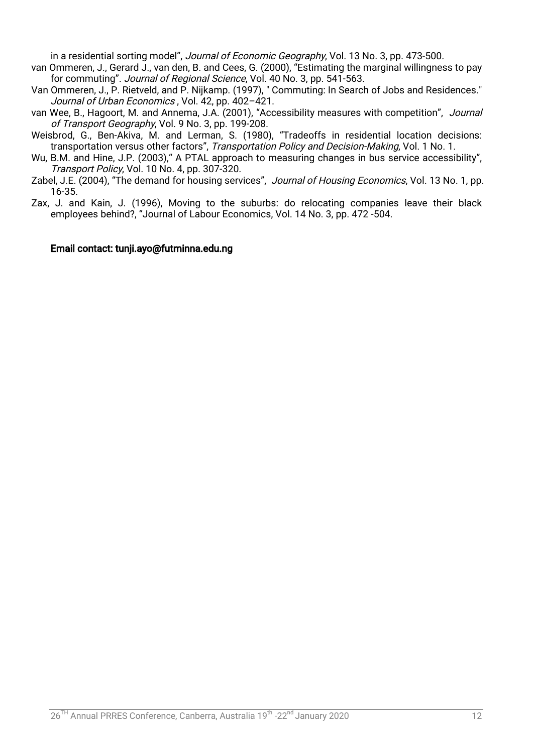in a residential sorting model", *Journal of Economic Geography*, Vol. 13 No. 3, pp. 473-500.

van Ommeren, J., Gerard J., van den, B. and Cees, G. (2000), "Estimating the marginal willingness to pay for commuting". *Journal of Regional Science*, Vol. 40 No. 3, pp. 541-563.

Van Ommeren, J., P. Rietveld, and P. Nijkamp. (1997), " Commuting: In Search of Jobs and Residences." *Journal of Urban Economics* , Vol. 42, pp. 402–421.

van Wee, B., Hagoort, M. and Annema, J.A. (2001), "Accessibility measures with competition", *Journal of Transport Geography*, Vol. 9 No. 3, pp. 199-208.

Weisbrod, G., Ben-Akiva, M. and Lerman, S. (1980), "Tradeoffs in residential location decisions: transportation versus other factors", *Transportation Policy and Decision-Making*, Vol. 1 No. 1.

Wu, B.M. and Hine, J.P. (2003)," A PTAL approach to measuring changes in bus service accessibility", *Transport Policy*, Vol. 10 No. 4, pp. 307-320.

Zabel, J.E. (2004), "The demand for housing services", *Journal of Housing Economics*, Vol. 13 No. 1, pp. 16-35.

Zax, J. and Kain, J. (1996), Moving to the suburbs: do relocating companies leave their black employees behind?, "Journal of Labour Economics, Vol. 14 No. 3, pp. 472 -504.

**Email contact: tunji.ayo@futminna.edu.ng**